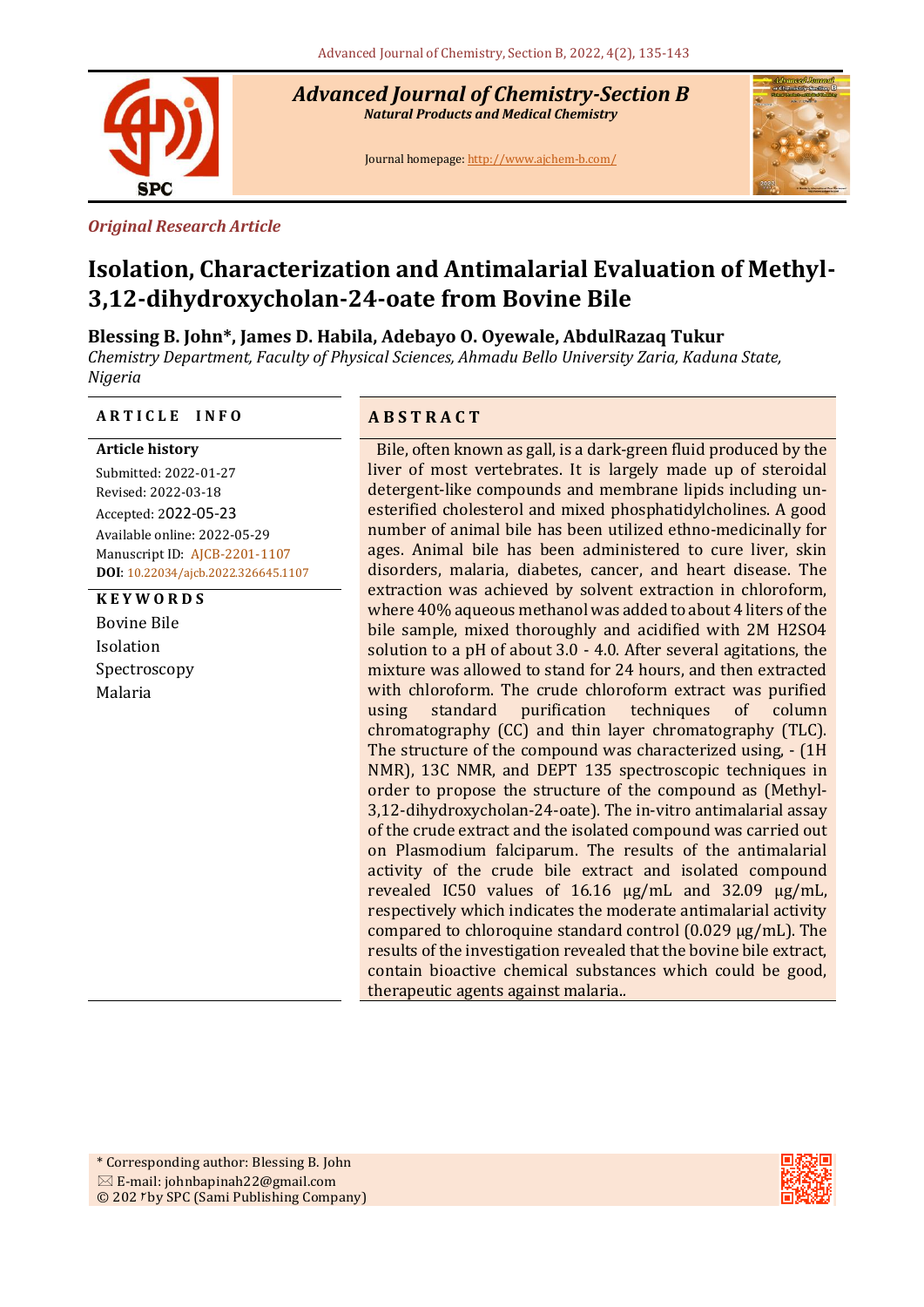*Original Research Article*

# Isolation, Characterization and Antimalarial Evaluation of Methyl-3,12-dihydroxycholan-24-oate from Bovine Bile

**Blessing B. John\*, James D. Habila, Adebayo O. Oyewale, AbdulRazaq Tukur**

*Chemistry Department, Faculty of Physical Sciences, Ahmadu Bello University Zaria, Kaduna State, Nigeria*

## ARTICLE INFO

**Article history**

Submitted: 2022-01-27
Revised: 2022-03-18
Accepted: 2022-05-23
Available online: 2022-05-29
Manuscript ID: AJCB-2201-1107
**DOI**: 10.22034/ajcb.2022.326645.1107

**KEYWORDS**

Bovine Bile
Isolation
Spectroscopy
Malaria

## ABSTRACT

Bile, often known as gall, is a dark-green fluid produced by the liver of most vertebrates. It is largely made up of steroidal detergent-like compounds and membrane lipids including un-esterified cholesterol and mixed phosphatidylcholines. A good number of animal bile has been utilized ethno-medicinally for ages. Animal bile has been administered to cure liver, skin disorders, malaria, diabetes, cancer, and heart disease. The extraction was achieved by solvent extraction in chloroform, where 40% aqueous methanol was added to about 4 liters of the bile sample, mixed thoroughly and acidified with 2M H2SO4 solution to a pH of about 3.0 - 4.0. After several agitations, the mixture was allowed to stand for 24 hours, and then extracted with chloroform. The crude chloroform extract was purified using standard purification techniques of column chromatography (CC) and thin layer chromatography (TLC). The structure of the compound was characterized using, - (1H NMR), 13C NMR, and DEPT 135 spectroscopic techniques in order to propose the structure of the compound as (Methyl-3,12-dihydroxycholan-24-oate). The in-vitro antimalarial assay of the crude extract and the isolated compound was carried out on Plasmodium falciparum. The results of the antimalarial activity of the crude bile extract and isolated compound revealed IC50 values of 16.16 µg/mL and 32.09 µg/mL, respectively which indicates the moderate antimalarial activity compared to chloroquine standard control (0.029 µg/mL). The results of the investigation revealed that the bovine bile extract, contain bioactive chemical substances which could be good, therapeutic agents against malaria..

\* Corresponding author: Blessing B. John
E-mail: johnbapinah22@gmail.com
© 2022 by SPC (Sami Publishing Company)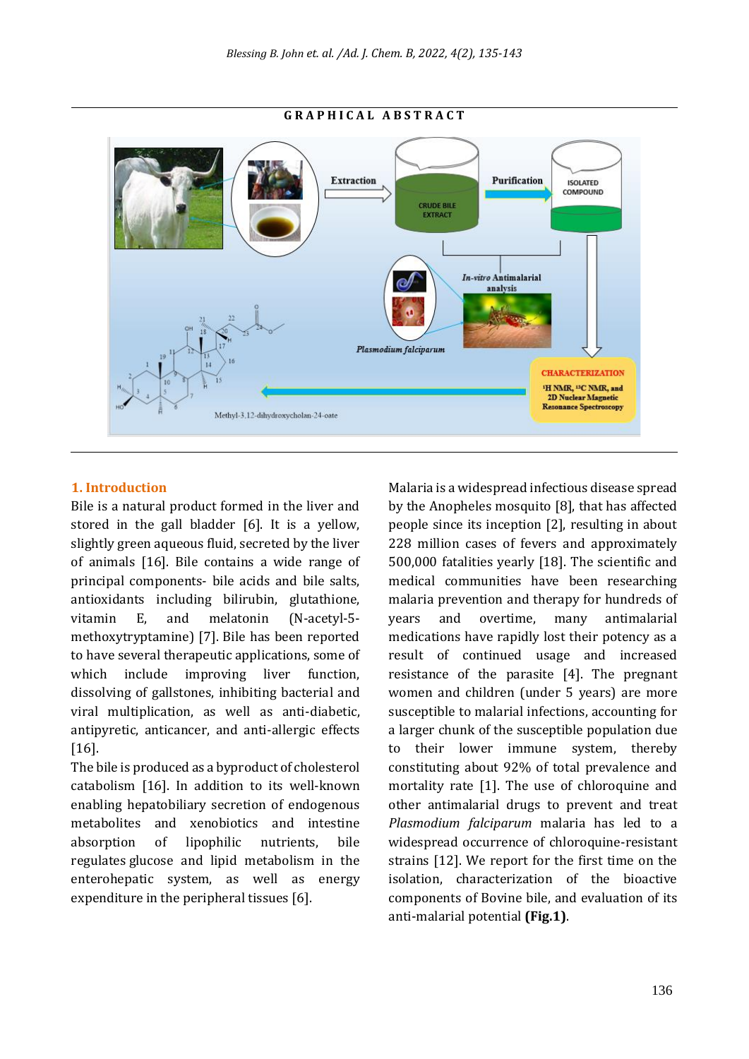GRAPHICAL ABSTRACT

## 1. Introduction

Bile is a natural product formed in the liver and stored in the gall bladder [6]. It is a yellow, slightly green aqueous fluid, secreted by the liver of animals [16]. Bile contains a wide range of principal components- bile acids and bile salts, antioxidants including bilirubin, glutathione, vitamin E, and melatonin (N-acetyl-5-methoxytryptamine) [7]. Bile has been reported to have several therapeutic applications, some of which include improving liver function, dissolving of gallstones, inhibiting bacterial and viral multiplication, as well as anti-diabetic, antipyretic, anticancer, and anti-allergic effects [16].

The bile is produced as a byproduct of cholesterol catabolism [16]. In addition to its well-known enabling hepatobiliary secretion of endogenous metabolites and xenobiotics and intestine absorption of lipophilic nutrients, bile regulates glucose and lipid metabolism in the enterohepatic system, as well as energy expenditure in the peripheral tissues [6].

Malaria is a widespread infectious disease spread by the Anopheles mosquito [8], that has affected people since its inception [2], resulting in about 228 million cases of fevers and approximately 500,000 fatalities yearly [18]. The scientific and medical communities have been researching malaria prevention and therapy for hundreds of years and overtime, many antimalarial medications have rapidly lost their potency as a result of continued usage and increased resistance of the parasite [4]. The pregnant women and children (under 5 years) are more susceptible to malarial infections, accounting for a larger chunk of the susceptible population due to their lower immune system, thereby constituting about 92% of total prevalence and mortality rate [1]. The use of chloroquine and other antimalarial drugs to prevent and treat *Plasmodium falciparum* malaria has led to a widespread occurrence of chloroquine-resistant strains [12]. We report for the first time on the isolation, characterization of the bioactive components of Bovine bile, and evaluation of its anti-malarial potential **(Fig.1)**.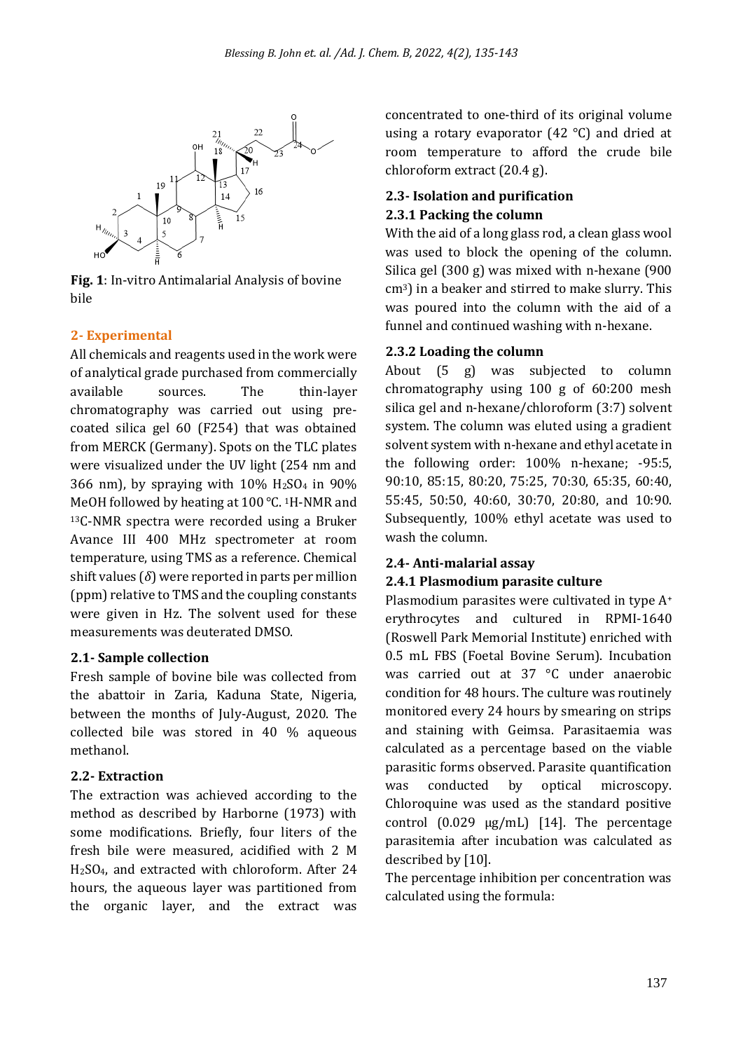**Fig. 1**: In-vitro Antimalarial Analysis of bovine bile

## 2- Experimental

All chemicals and reagents used in the work were of analytical grade purchased from commercially available sources. The thin-layer chromatography was carried out using pre-coated silica gel 60 (F254) that was obtained from MERCK (Germany). Spots on the TLC plates were visualized under the UV light (254 nm and 366 nm), by spraying with 10% $H_2SO_4$ in 90% MeOH followed by heating at 100 °C. $^1$H-NMR and $^{13}$C-NMR spectra were recorded using a Bruker Avance III 400 MHz spectrometer at room temperature, using TMS as a reference. Chemical shift values ($\delta$) were reported in parts per million (ppm) relative to TMS and the coupling constants were given in Hz. The solvent used for these measurements was deuterated DMSO.

### 2.1- Sample collection

Fresh sample of bovine bile was collected from the abattoir in Zaria, Kaduna State, Nigeria, between the months of July-August, 2020. The collected bile was stored in 40 % aqueous methanol.

### 2.2- Extraction

The extraction was achieved according to the method as described by Harborne (1973) with some modifications. Briefly, four liters of the fresh bile were measured, acidified with 2 M $H_2SO_4$, and extracted with chloroform. After 24 hours, the aqueous layer was partitioned from the organic layer, and the extract was concentrated to one-third of its original volume using a rotary evaporator (42 °C) and dried at room temperature to afford the crude bile chloroform extract (20.4 g).

### 2.3- Isolation and purification

#### 2.3.1 Packing the column

With the aid of a long glass rod, a clean glass wool was used to block the opening of the column. Silica gel (300 g) was mixed with n-hexane (900 cm$^3$) in a beaker and stirred to make slurry. This was poured into the column with the aid of a funnel and continued washing with n-hexane.

#### 2.3.2 Loading the column

About (5 g) was subjected to column chromatography using 100 g of 60:200 mesh silica gel and n-hexane/chloroform (3:7) solvent system. The column was eluted using a gradient solvent system with n-hexane and ethyl acetate in the following order: 100% n-hexane; -95:5, 90:10, 85:15, 80:20, 75:25, 70:30, 65:35, 60:40, 55:45, 50:50, 40:60, 30:70, 20:80, and 10:90. Subsequently, 100% ethyl acetate was used to wash the column.

### 2.4- Anti-malarial assay

#### 2.4.1 Plasmodium parasite culture

Plasmodium parasites were cultivated in type A$^+$ erythrocytes and cultured in RPMI-1640 (Roswell Park Memorial Institute) enriched with 0.5 mL FBS (Foetal Bovine Serum). Incubation was carried out at 37 °C under anaerobic condition for 48 hours. The culture was routinely monitored every 24 hours by smearing on strips and staining with Geimsa. Parasitaemia was calculated as a percentage based on the viable parasitic forms observed. Parasite quantification was conducted by optical microscopy. Chloroquine was used as the standard positive control (0.029 μg/mL) [14]. The percentage parasitemia after incubation was calculated as described by [10].

The percentage inhibition per concentration was calculated using the formula: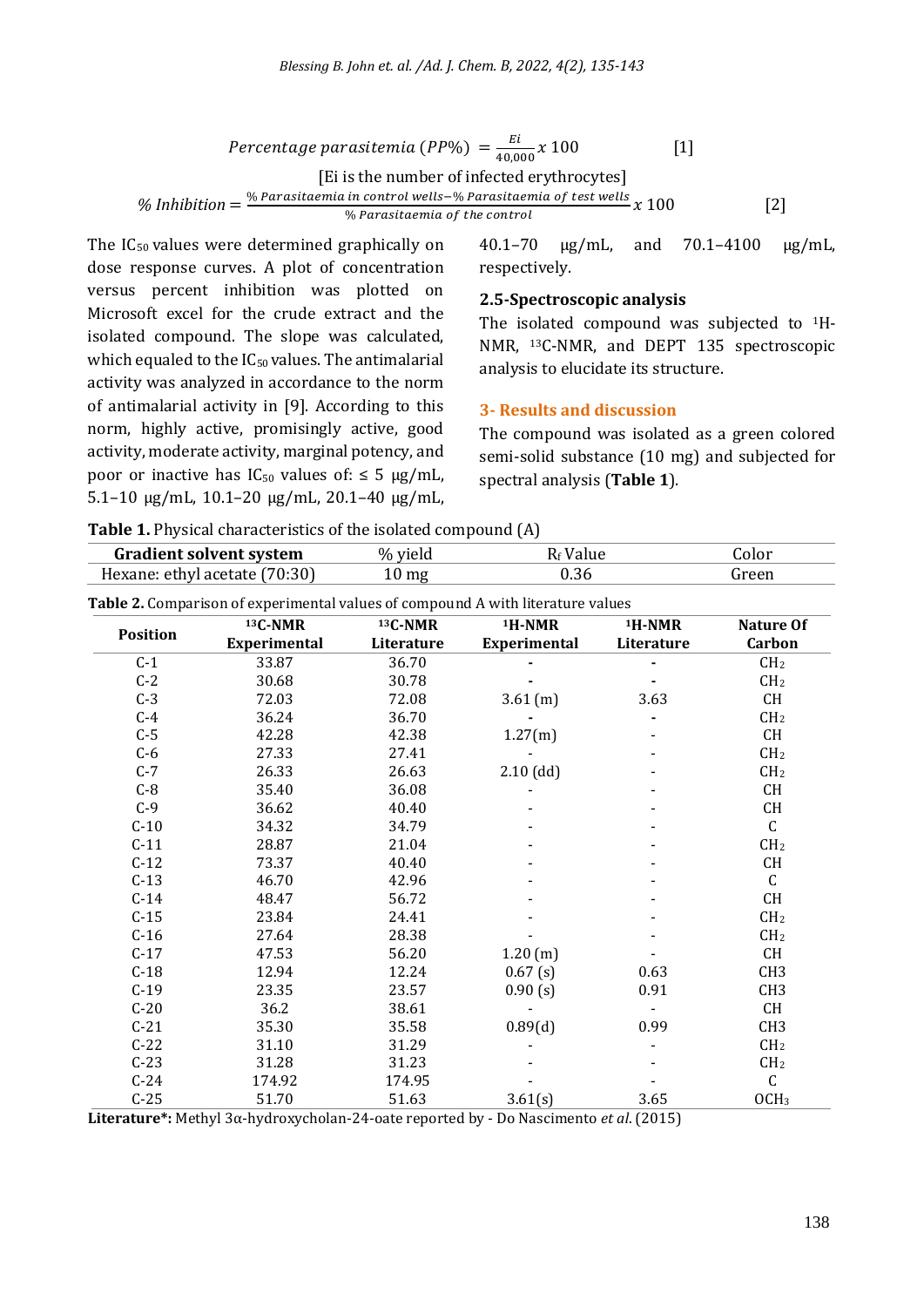$$Percentage\ parasitemia\ (PP\%) = \frac{Ei}{40{,}000} x\ 100 \qquad [1]$$

[Ei is the number of infected erythrocytes]

$$\%\ Inhibition = \frac{\%\ Parasitaemia\ in\ control\ wells - \%\ Parasitaemia\ of\ test\ wells}{\%\ Parasitaemia\ of\ the\ control} x\ 100 \qquad [2]$$

The $IC_{50}$ values were determined graphically on dose response curves. A plot of concentration versus percent inhibition was plotted on Microsoft excel for the crude extract and the isolated compound. The slope was calculated, which equaled to the $IC_{50}$ values. The antimalarial activity was analyzed in accordance to the norm of antimalarial activity in [9]. According to this norm, highly active, promisingly active, good activity, moderate activity, marginal potency, and poor or inactive has $IC_{50}$ values of: ≤ 5 μg/mL, 5.1–10 μg/mL, 10.1–20 μg/mL, 20.1–40 μg/mL, 40.1–70 μg/mL, and 70.1–4100 μg/mL, respectively.

### 2.5-Spectroscopic analysis

The isolated compound was subjected to $^1$H-NMR, $^{13}$C-NMR, and DEPT 135 spectroscopic analysis to elucidate its structure.

## 3- Results and discussion

The compound was isolated as a green colored semi-solid substance (10 mg) and subjected for spectral analysis (**Table 1**).

**Table 1.** Physical characteristics of the isolated compound (A)

| Gradient solvent system | % yield | $R_f$ Value | Color |
|---|---|---|---|
| Hexane: ethyl acetate (70:30) | 10 mg | 0.36 | Green |

**Table 2.** Comparison of experimental values of compound A with literature values

| Position | $^{13}$C-NMR Experimental | $^{13}$C-NMR Literature | $^1$H-NMR Experimental | $^1$H-NMR Literature | Nature Of Carbon |
|---|---|---|---|---|---|
| C-1 | 33.87 | 36.70 | - | - | $CH_2$ |
| C-2 | 30.68 | 30.78 | - | - | $CH_2$ |
| C-3 | 72.03 | 72.08 | 3.61 (m) | 3.63 | CH |
| C-4 | 36.24 | 36.70 | - | - | $CH_2$ |
| C-5 | 42.28 | 42.38 | 1.27(m) | - | CH |
| C-6 | 27.33 | 27.41 | - | - | $CH_2$ |
| C-7 | 26.33 | 26.63 | 2.10 (dd) | - | $CH_2$ |
| C-8 | 35.40 | 36.08 | - | - | CH |
| C-9 | 36.62 | 40.40 | - | - | CH |
| C-10 | 34.32 | 34.79 | - | - | C |
| C-11 | 28.87 | 21.04 | - | - | $CH_2$ |
| C-12 | 73.37 | 40.40 | - | - | CH |
| C-13 | 46.70 | 42.96 | - | - | C |
| C-14 | 48.47 | 56.72 | - | - | CH |
| C-15 | 23.84 | 24.41 | - | - | $CH_2$ |
| C-16 | 27.64 | 28.38 | - | - | $CH_2$ |
| C-17 | 47.53 | 56.20 | 1.20 (m) | - | CH |
| C-18 | 12.94 | 12.24 | 0.67 (s) | 0.63 | CH3 |
| C-19 | 23.35 | 23.57 | 0.90 (s) | 0.91 | CH3 |
| C-20 | 36.2 | 38.61 | - | - | CH |
| C-21 | 35.30 | 35.58 | 0.89(d) | 0.99 | CH3 |
| C-22 | 31.10 | 31.29 | - | - | $CH_2$ |
| C-23 | 31.28 | 31.23 | - | - | $CH_2$ |
| C-24 | 174.92 | 174.95 | - | - | C |
| C-25 | 51.70 | 51.63 | 3.61(s) | 3.65 | $OCH_3$ |

**Literature\*:** Methyl 3α-hydroxycholan-24-oate reported by - Do Nascimento *et al.* (2015)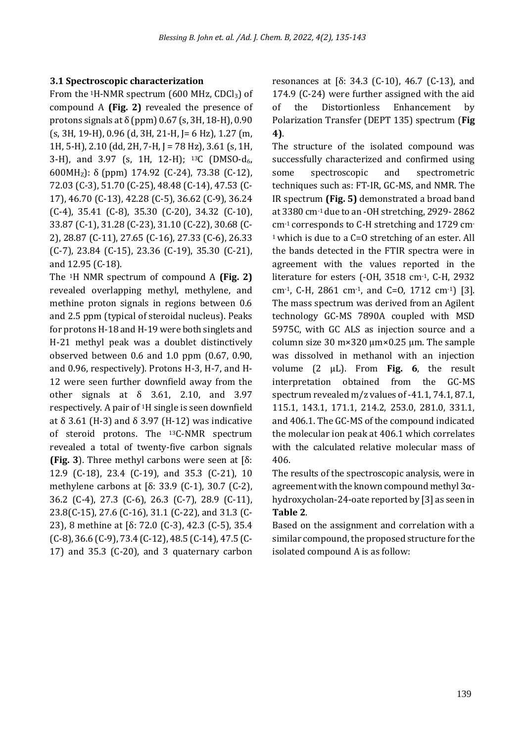### 3.1 Spectroscopic characterization

From the $^{1}$H-NMR spectrum (600 MHz, $CDCl_3$) of compound A **(Fig. 2)** revealed the presence of protons signals at δ (ppm) 0.67 (s, 3H, 18-H), 0.90 (s, 3H, 19-H), 0.96 (d, 3H, 21-H, J= 6 Hz), 1.27 (m, 1H, 5-H), 2.10 (dd, 2H, 7-H, J = 78 Hz), 3.61 (s, 1H, 3-H), and 3.97 (s, 1H, 12-H); $^{13}$C (DMSO-$d_6$, 600MH$_Z$): δ (ppm) 174.92 (C-24), 73.38 (C-12), 72.03 (C-3), 51.70 (C-25), 48.48 (C-14), 47.53 (C-17), 46.70 (C-13), 42.28 (C-5), 36.62 (C-9), 36.24 (C-4), 35.41 (C-8), 35.30 (C-20), 34.32 (C-10), 33.87 (C-1), 31.28 (C-23), 31.10 (C-22), 30.68 (C-2), 28.87 (C-11), 27.65 (C-16), 27.33 (C-6), 26.33 (C-7), 23.84 (C-15), 23.36 (C-19), 35.30 (C-21), and 12.95 (C-18).

The $^{1}$H NMR spectrum of compound A **(Fig. 2)** revealed overlapping methyl, methylene, and methine proton signals in regions between 0.6 and 2.5 ppm (typical of steroidal nucleus). Peaks for protons H-18 and H-19 were both singlets and H-21 methyl peak was a doublet distinctively observed between 0.6 and 1.0 ppm (0.67, 0.90, and 0.96, respectively). Protons H-3, H-7, and H-12 were seen further downfield away from the other signals at δ 3.61, 2.10, and 3.97 respectively. A pair of $^{1}$H single is seen downfield at δ 3.61 (H-3) and δ 3.97 (H-12) was indicative of steroid protons. The $^{13}$C-NMR spectrum revealed a total of twenty-five carbon signals **(Fig. 3)**. Three methyl carbons were seen at [δ: 12.9 (C-18), 23.4 (C-19), and 35.3 (C-21), 10 methylene carbons at [δ: 33.9 (C-1), 30.7 (C-2), 36.2 (C-4), 27.3 (C-6), 26.3 (C-7), 28.9 (C-11), 23.8(C-15), 27.6 (C-16), 31.1 (C-22), and 31.3 (C-23), 8 methine at [δ: 72.0 (C-3), 42.3 (C-5), 35.4 (C-8), 36.6 (C-9), 73.4 (C-12), 48.5 (C-14), 47.5 (C-17) and 35.3 (C-20), and 3 quaternary carbon resonances at [δ: 34.3 (C-10), 46.7 (C-13), and 174.9 (C-24) were further assigned with the aid of the Distortionless Enhancement by Polarization Transfer (DEPT 135) spectrum (**Fig 4)**.

The structure of the isolated compound was successfully characterized and confirmed using some spectroscopic and spectrometric techniques such as: FT-IR, GC-MS, and NMR. The IR spectrum **(Fig. 5)** demonstrated a broad band at 3380 cm$^{-1}$ due to an -OH stretching, 2929- 2862 cm$^{-1}$ corresponds to C-H stretching and 1729 cm$^{-1}$ which is due to a C=O stretching of an ester. All the bands detected in the FTIR spectra were in agreement with the values reported in the literature for esters (-OH, 3518 cm$^{-1}$, C-H, 2932 cm$^{-1}$, C-H, 2861 cm$^{-1}$, and C=O, 1712 cm$^{-1}$) [3]. The mass spectrum was derived from an Agilent technology GC-MS 7890A coupled with MSD 5975C, with GC ALS as injection source and a column size 30 m×320 μm×0.25 μm. The sample was dissolved in methanol with an injection volume (2 μL). From **Fig. 6**, the result interpretation obtained from the GC-MS spectrum revealed m/z values of -41.1, 74.1, 87.1, 115.1, 143.1, 171.1, 214.2, 253.0, 281.0, 331.1, and 406.1. The GC-MS of the compound indicated the molecular ion peak at 406.1 which correlates with the calculated relative molecular mass of 406.

The results of the spectroscopic analysis, were in agreement with the known compound methyl 3α-hydroxycholan-24-oate reported by [3] as seen in **Table 2**.

Based on the assignment and correlation with a similar compound, the proposed structure for the isolated compound A is as follow: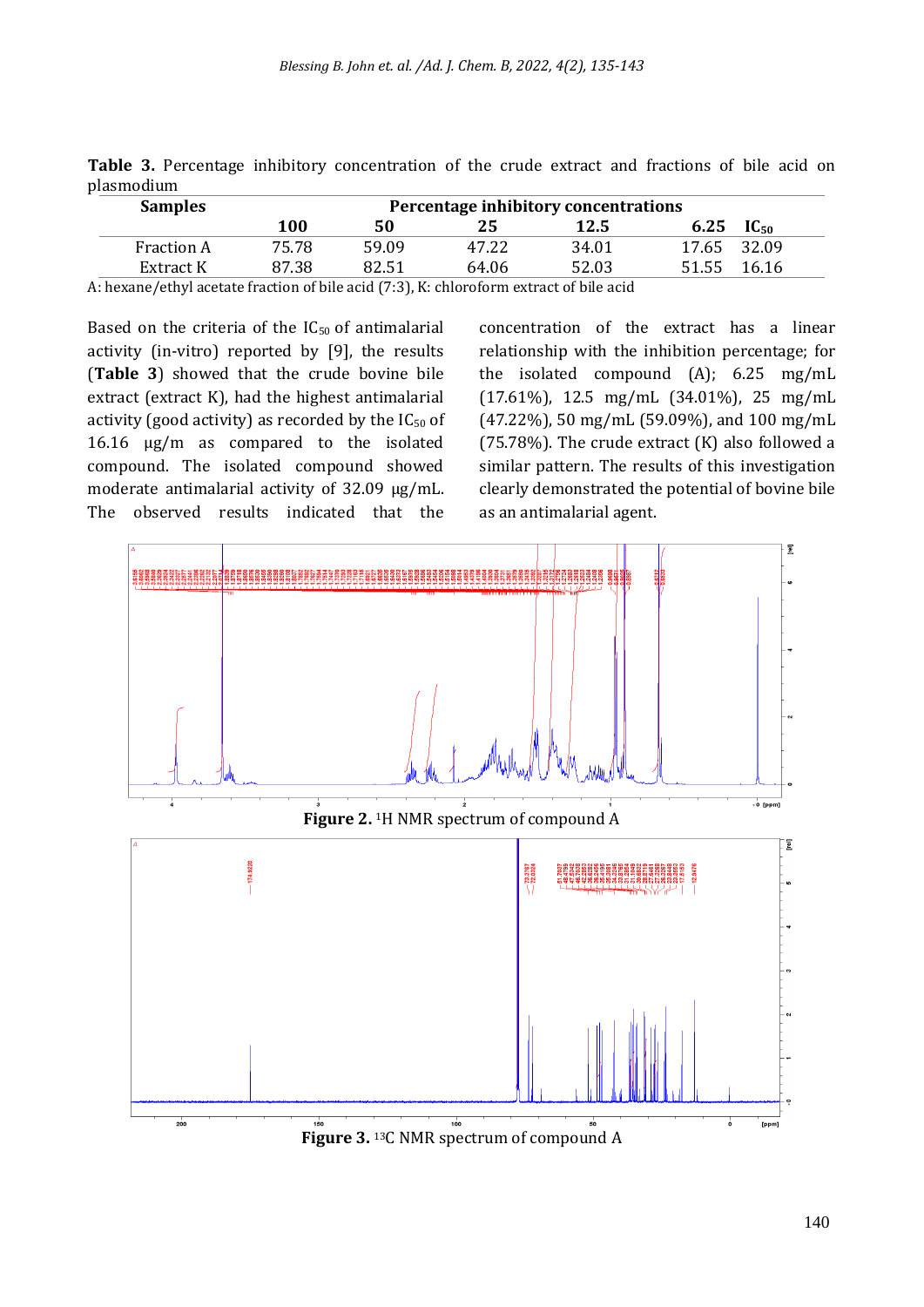**Table 3.** Percentage inhibitory concentration of the crude extract and fractions of bile acid on plasmodium

| Samples | Percentage inhibitory concentrations | | | | | |
|---|---|---|---|---|---|---|
| | 100 | 50 | 25 | 12.5 | 6.25 | $IC_{50}$ |
| Fraction A | 75.78 | 59.09 | 47.22 | 34.01 | 17.65 | 32.09 |
| Extract K | 87.38 | 82.51 | 64.06 | 52.03 | 51.55 | 16.16 |

A: hexane/ethyl acetate fraction of bile acid (7:3), K: chloroform extract of bile acid

Based on the criteria of the $IC_{50}$ of antimalarial activity (in-vitro) reported by [9], the results (**Table 3**) showed that the crude bovine bile extract (extract K), had the highest antimalarial activity (good activity) as recorded by the $IC_{50}$ of 16.16 µg/m as compared to the isolated compound. The isolated compound showed moderate antimalarial activity of 32.09 µg/mL. The observed results indicated that the concentration of the extract has a linear relationship with the inhibition percentage; for the isolated compound (A); 6.25 mg/mL (17.61%), 12.5 mg/mL (34.01%), 25 mg/mL (47.22%), 50 mg/mL (59.09%), and 100 mg/mL (75.78%). The crude extract (K) also followed a similar pattern. The results of this investigation clearly demonstrated the potential of bovine bile as an antimalarial agent.

**Figure 2.** $^{1}H$ NMR spectrum of compound A

**Figure 3.** $^{13}C$ NMR spectrum of compound A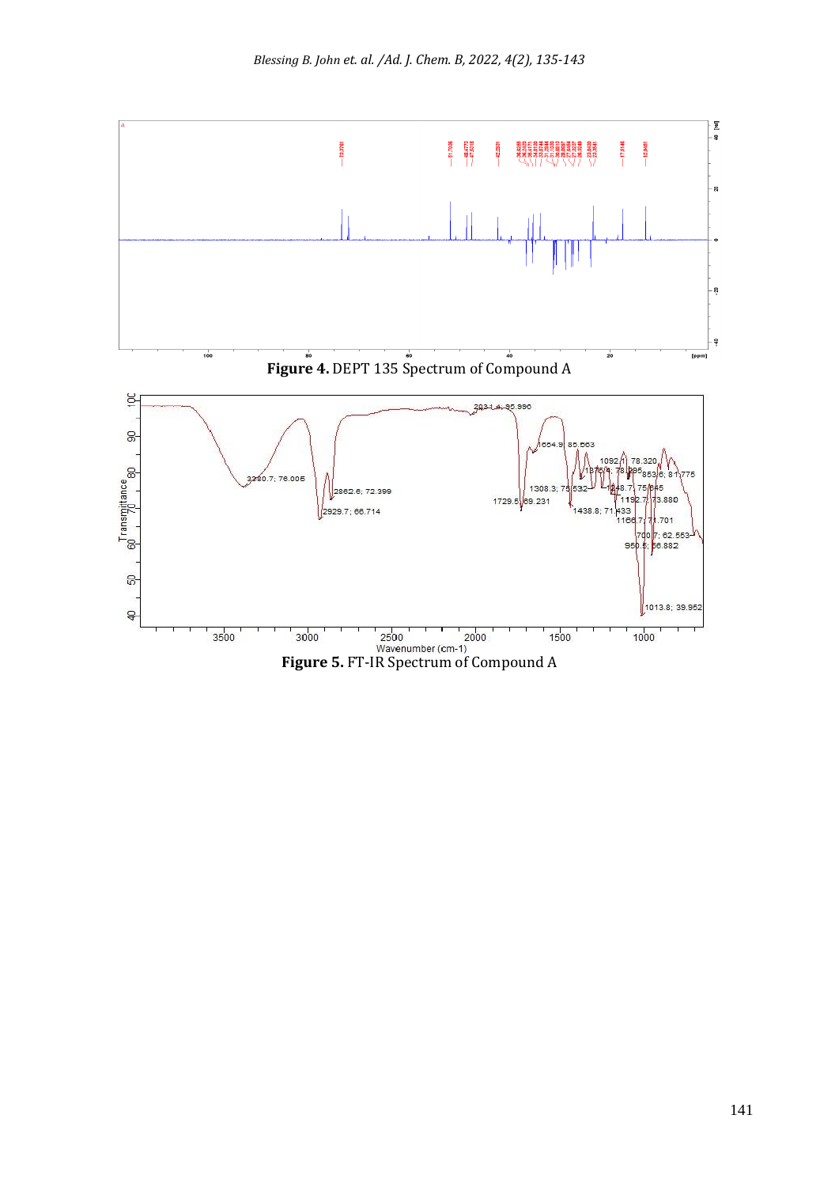Figure 4. DEPT 135 Spectrum of Compound A

Figure 5. FT-IR Spectrum of Compound A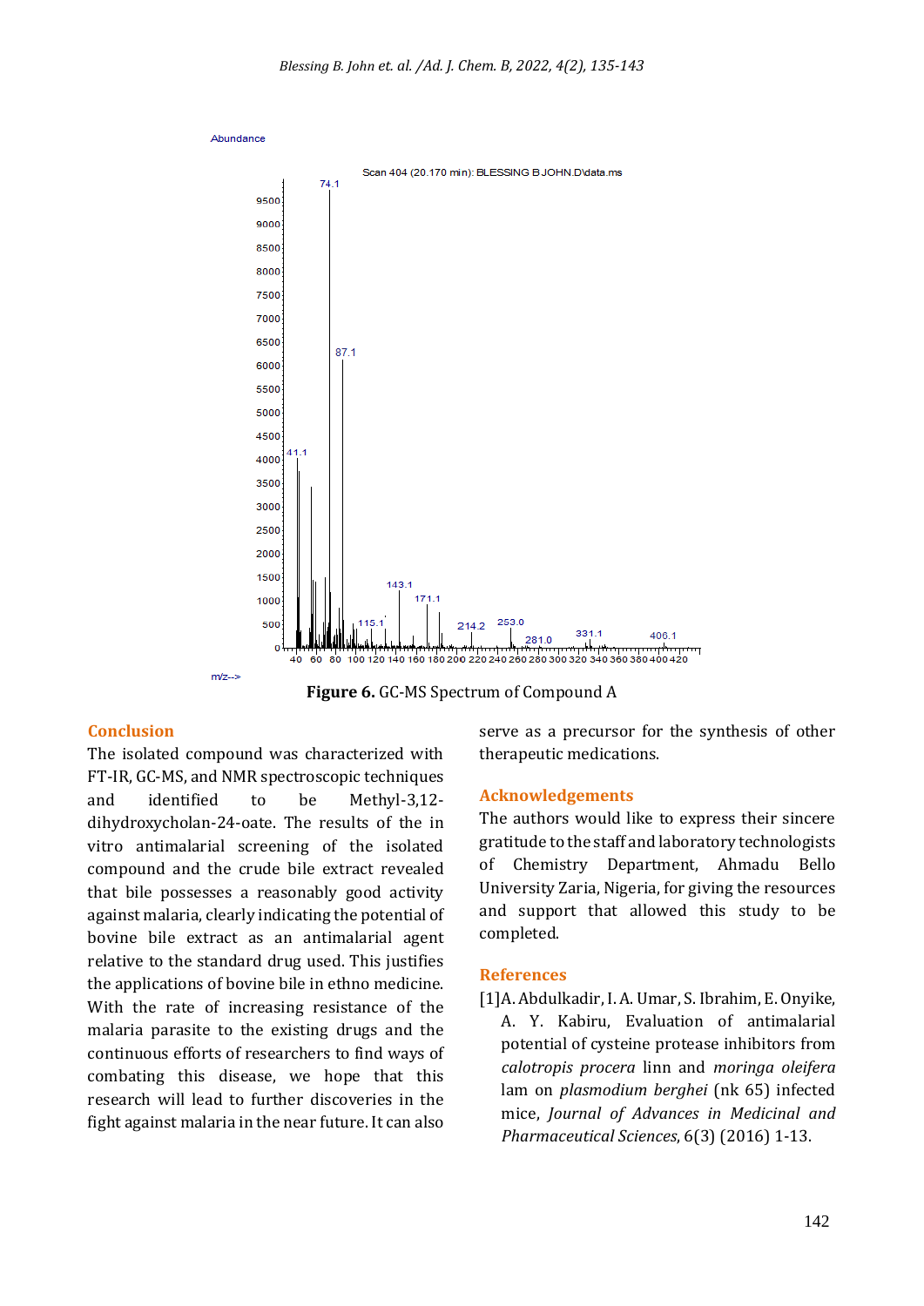Figure 6. GC-MS Spectrum of Compound A

## Conclusion

The isolated compound was characterized with FT-IR, GC-MS, and NMR spectroscopic techniques and identified to be Methyl-3,12-dihydroxycholan-24-oate. The results of the in vitro antimalarial screening of the isolated compound and the crude bile extract revealed that bile possesses a reasonably good activity against malaria, clearly indicating the potential of bovine bile extract as an antimalarial agent relative to the standard drug used. This justifies the applications of bovine bile in ethno medicine. With the rate of increasing resistance of the malaria parasite to the existing drugs and the continuous efforts of researchers to find ways of combating this disease, we hope that this research will lead to further discoveries in the fight against malaria in the near future. It can also serve as a precursor for the synthesis of other therapeutic medications.

## Acknowledgements

The authors would like to express their sincere gratitude to the staff and laboratory technologists of Chemistry Department, Ahmadu Bello University Zaria, Nigeria, for giving the resources and support that allowed this study to be completed.

## References

[1] A. Abdulkadir, I. A. Umar, S. Ibrahim, E. Onyike, A. Y. Kabiru, Evaluation of antimalarial potential of cysteine protease inhibitors from *calotropis procera* linn and *moringa oleifera* lam on *plasmodium berghei* (nk 65) infected mice, *Journal of Advances in Medicinal and Pharmaceutical Sciences*, 6(3) (2016) 1-13.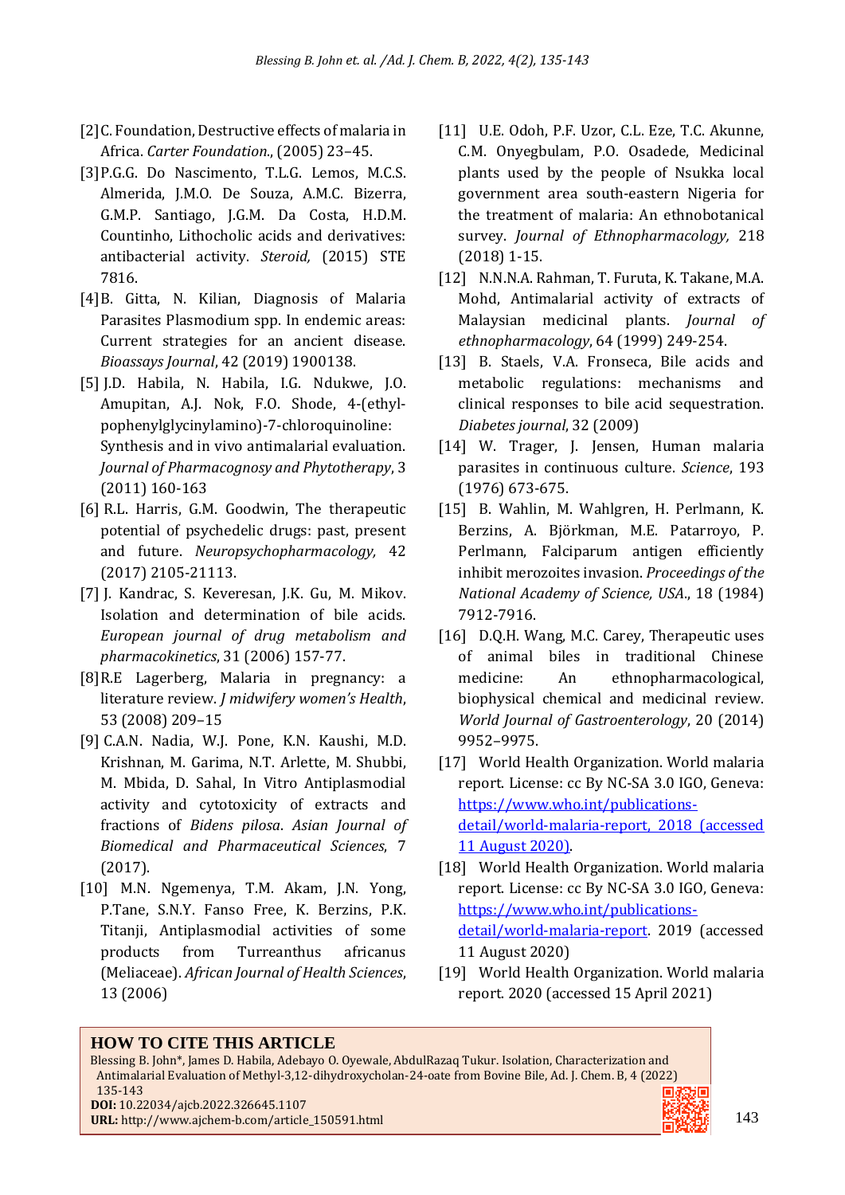[2] C. Foundation, Destructive effects of malaria in Africa. *Carter Foundation.*, (2005) 23–45.

[3] P.G.G. Do Nascimento, T.L.G. Lemos, M.C.S. Almerida, J.M.O. De Souza, A.M.C. Bizerra, G.M.P. Santiago, J.G.M. Da Costa, H.D.M. Countinho, Lithocholic acids and derivatives: antibacterial activity. *Steroid,* (2015) STE 7816.

[4] B. Gitta, N. Kilian, Diagnosis of Malaria Parasites Plasmodium spp. In endemic areas: Current strategies for an ancient disease. *Bioassays Journal*, 42 (2019) 1900138.

[5] J.D. Habila, N. Habila, I.G. Ndukwe, J.O. Amupitan, A.J. Nok, F.O. Shode, 4-(ethyl-pophenylglycinylamino)-7-chloroquinoline: Synthesis and in vivo antimalarial evaluation. *Journal of Pharmacognosy and Phytotherapy*, 3 (2011) 160-163

[6] R.L. Harris, G.M. Goodwin, The therapeutic potential of psychedelic drugs: past, present and future. *Neuropsychopharmacology,* 42 (2017) 2105-21113.

[7] J. Kandrac, S. Keveresan, J.K. Gu, M. Mikov. Isolation and determination of bile acids. *European journal of drug metabolism and pharmacokinetics*, 31 (2006) 157-77.

[8] R.E Lagerberg, Malaria in pregnancy: a literature review. *J midwifery women's Health*, 53 (2008) 209–15

[9] C.A.N. Nadia, W.J. Pone, K.N. Kaushi, M.D. Krishnan, M. Garima, N.T. Arlette, M. Shubbi, M. Mbida, D. Sahal, In Vitro Antiplasmodial activity and cytotoxicity of extracts and fractions of *Bidens pilosa*. *Asian Journal of Biomedical and Pharmaceutical Sciences*, 7 (2017).

[10] M.N. Ngemenya, T.M. Akam, J.N. Yong, P.Tane, S.N.Y. Fanso Free, K. Berzins, P.K. Titanji, Antiplasmodial activities of some products from Turreanthus africanus (Meliaceae). *African Journal of Health Sciences*, 13 (2006)

[11] U.E. Odoh, P.F. Uzor, C.L. Eze, T.C. Akunne, C.M. Onyegbulam, P.O. Osadede, Medicinal plants used by the people of Nsukka local government area south-eastern Nigeria for the treatment of malaria: An ethnobotanical survey. *Journal of Ethnopharmacology,* 218 (2018) 1-15.

[12] N.N.N.A. Rahman, T. Furuta, K. Takane, M.A. Mohd, Antimalarial activity of extracts of Malaysian medicinal plants. *Journal of ethnopharmacology*, 64 (1999) 249-254.

[13] B. Staels, V.A. Fronseca, Bile acids and metabolic regulations: mechanisms and clinical responses to bile acid sequestration. *Diabetes journal*, 32 (2009)

[14] W. Trager, J. Jensen, Human malaria parasites in continuous culture. *Science*, 193 (1976) 673-675.

[15] B. Wahlin, M. Wahlgren, H. Perlmann, K. Berzins, A. Björkman, M.E. Patarroyo, P. Perlmann, Falciparum antigen efficiently inhibit merozoites invasion. *Proceedings of the National Academy of Science, USA.*, 18 (1984) 7912-7916.

[16] D.Q.H. Wang, M.C. Carey, Therapeutic uses of animal biles in traditional Chinese medicine: An ethnopharmacological, biophysical chemical and medicinal review. *World Journal of Gastroenterology*, 20 (2014) 9952–9975.

[17] World Health Organization. World malaria report. License: cc By NC-SA 3.0 IGO, Geneva: https://www.who.int/publications-detail/world-malaria-report, 2018 (accessed 11 August 2020).

[18] World Health Organization. World malaria report. License: cc By NC-SA 3.0 IGO, Geneva: https://www.who.int/publications-detail/world-malaria-report. 2019 (accessed 11 August 2020)

[19] World Health Organization. World malaria report. 2020 (accessed 15 April 2021)

**HOW TO CITE THIS ARTICLE**

Blessing B. John*, James D. Habila, Adebayo O. Oyewale, AbdulRazaq Tukur. Isolation, Characterization and Antimalarial Evaluation of Methyl-3,12-dihydroxycholan-24-oate from Bovine Bile, Ad. J. Chem. B, 4 (2022) 135-143

**DOI:** 10.22034/ajcb.2022.326645.1107

**URL:** http://www.ajchem-b.com/article_150591.html